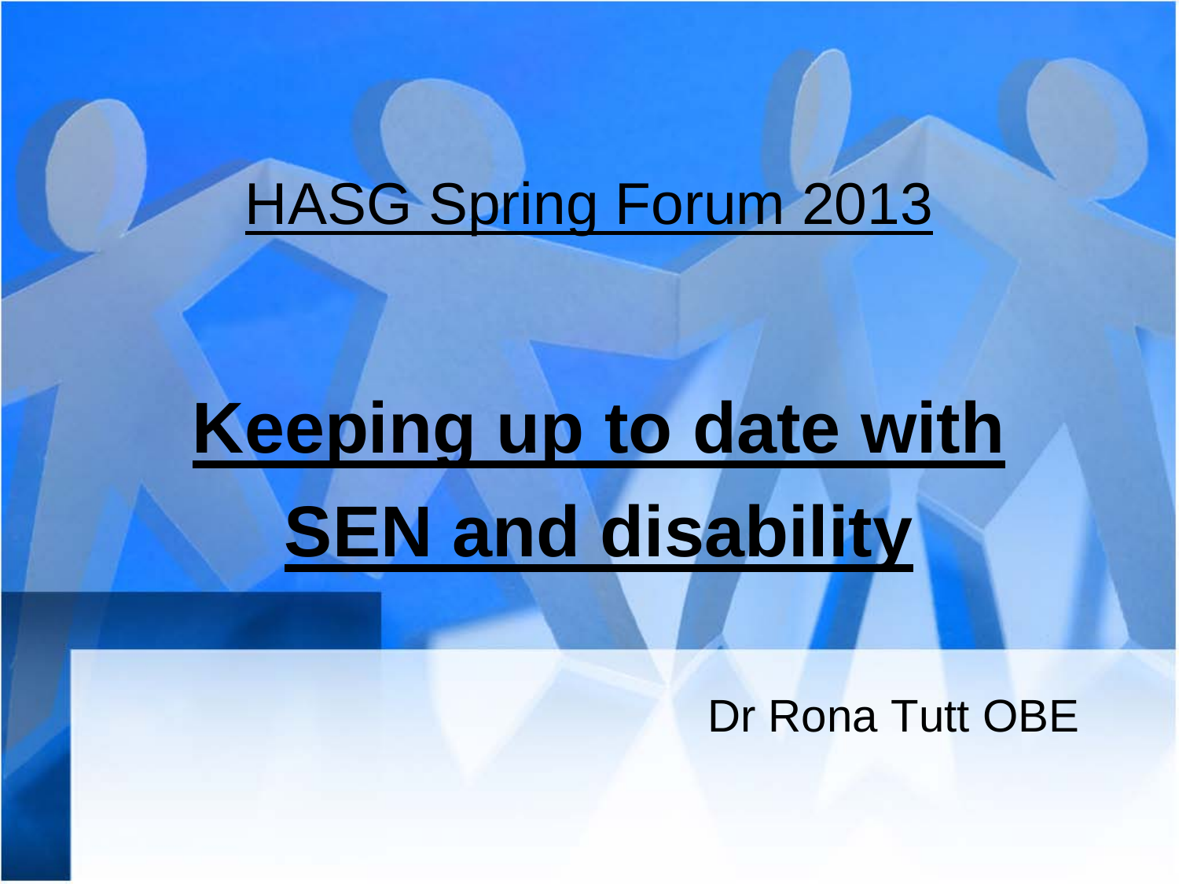HASG Spring Forum 2013

# Keeping up to date with SEN and disability

Dr Rona Tutt OBE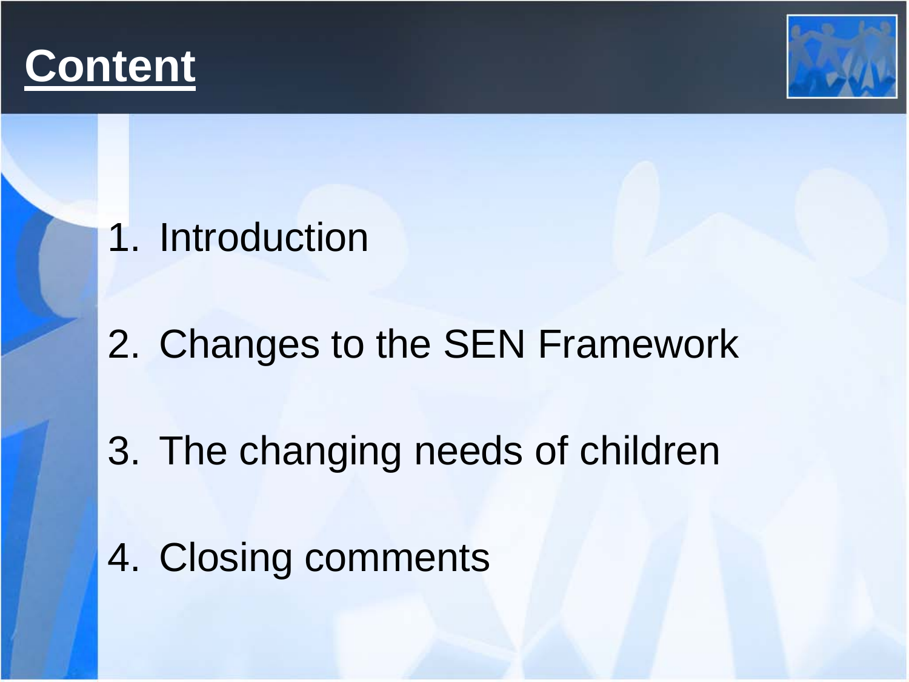# Content

1. Introduction
2. Changes to the SEN Framework
3. The changing needs of children
4. Closing comments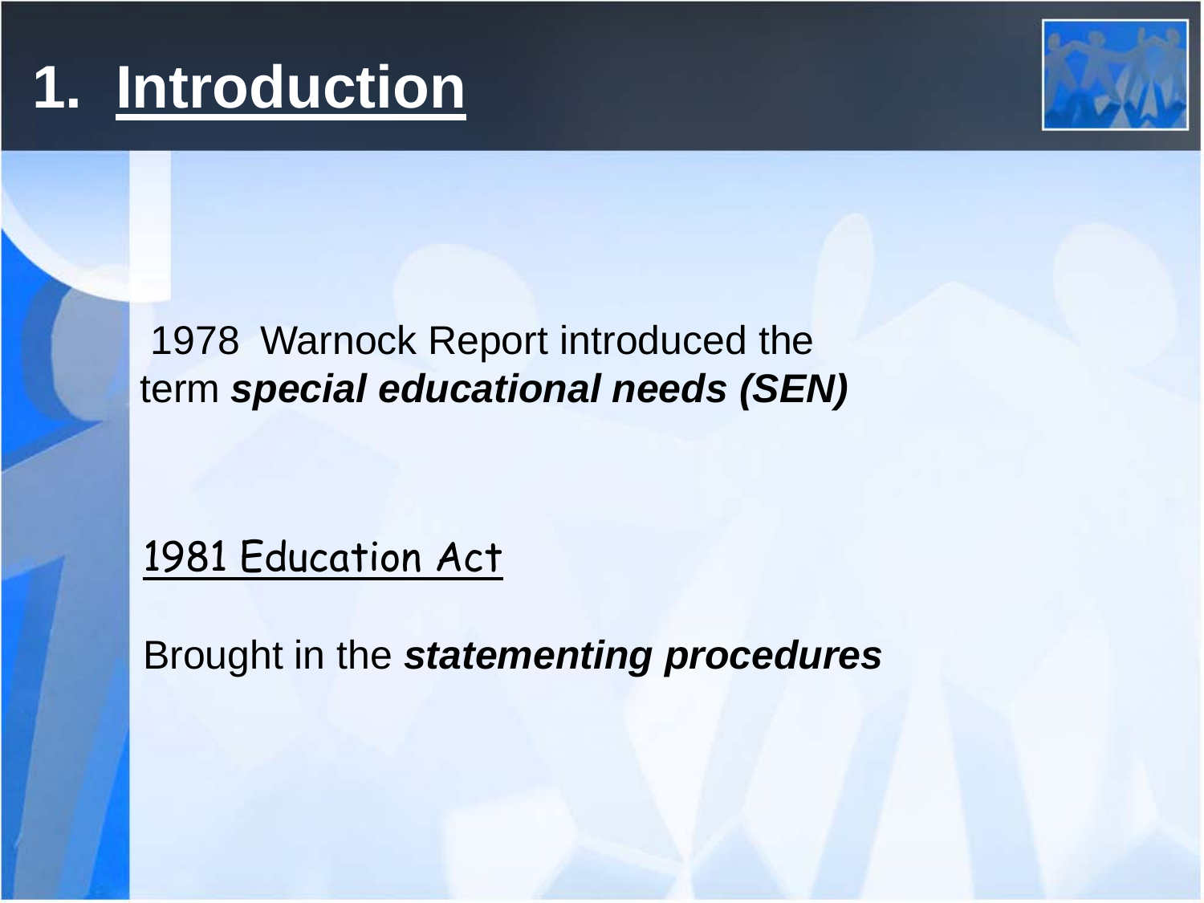# 1. Introduction

1978 Warnock Report introduced the term ***special educational needs (SEN)***

1981 Education Act

Brought in the ***statementing procedures***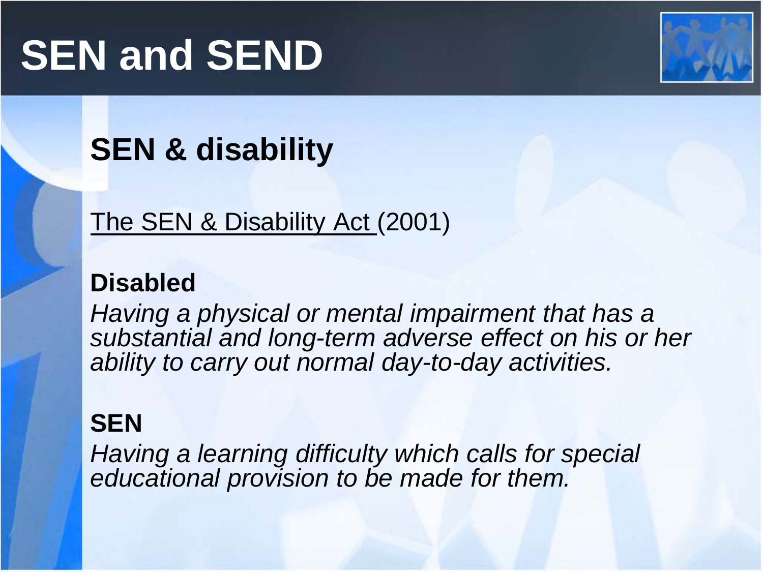# SEN and SEND

## SEN & disability

The SEN & Disability Act (2001)

**Disabled**

*Having a physical or mental impairment that has a substantial and long-term adverse effect on his or her ability to carry out normal day-to-day activities.*

**SEN**

*Having a learning difficulty which calls for special educational provision to be made for them.*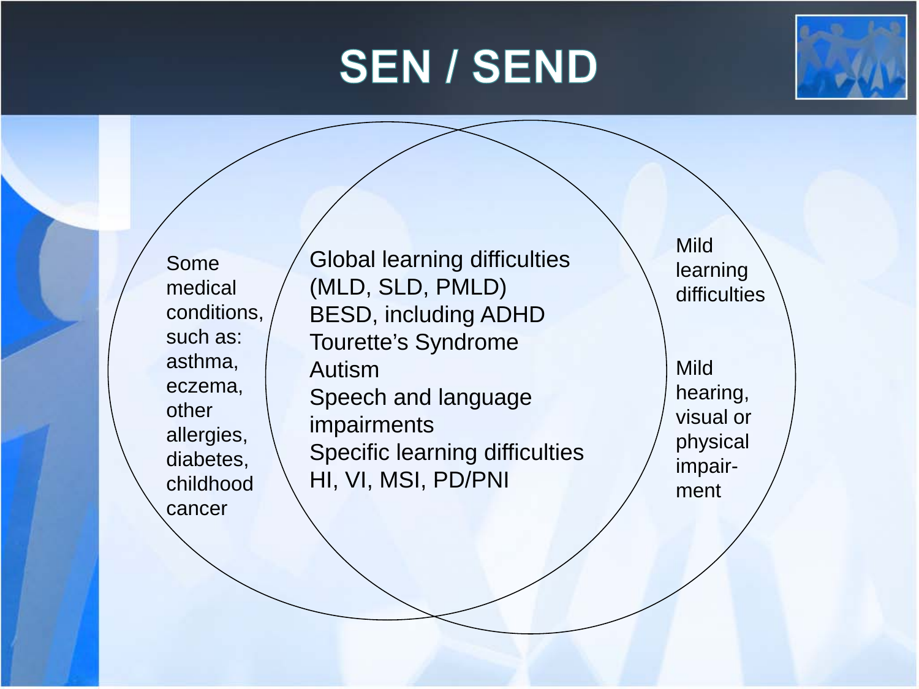# SEN / SEND

Some medical conditions, such as: asthma, eczema, other allergies, diabetes, childhood cancer

Global learning difficulties (MLD, SLD, PMLD)
BESD, including ADHD
Tourette's Syndrome
Autism
Speech and language impairments
Specific learning difficulties
HI, VI, MSI, PD/PNI

Mild learning difficulties

Mild hearing, visual or physical impairment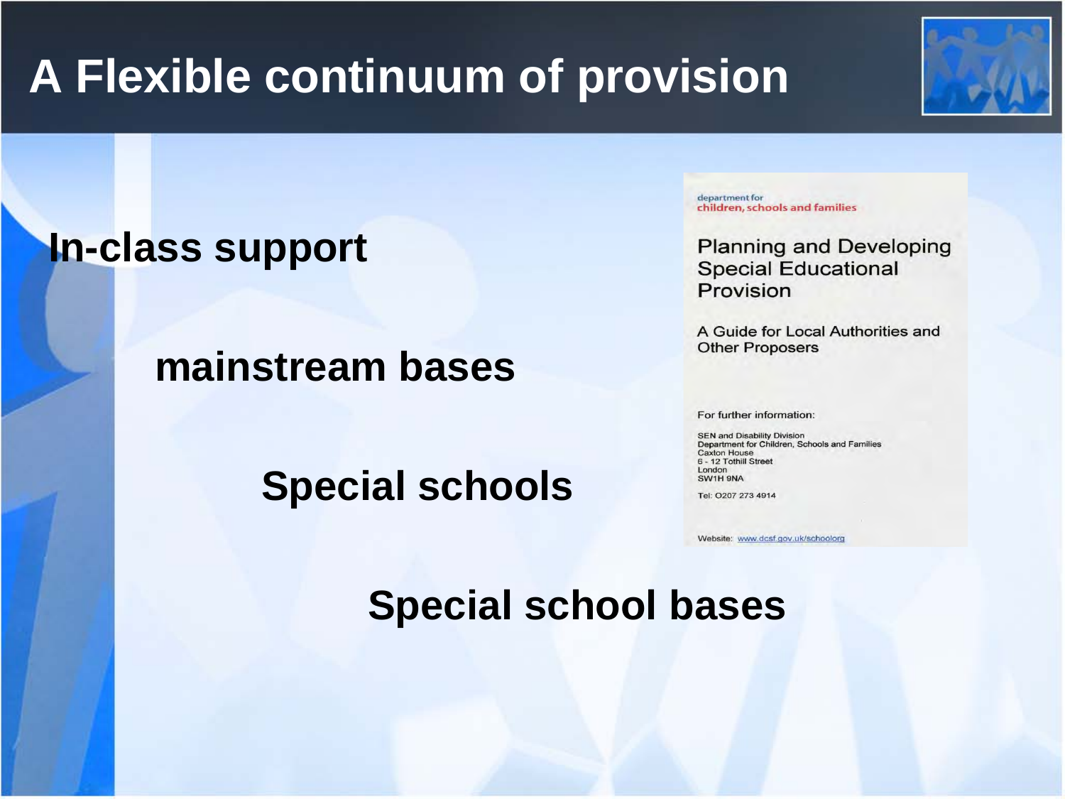# A Flexible continuum of provision

**In-class support**

**mainstream bases**

**Special schools**

**Special school bases**

department for
children, schools and families

Planning and Developing Special Educational Provision

A Guide for Local Authorities and Other Proposers

For further information:

SEN and Disability Division
Department for Children, Schools and Families
Caxton House
6 - 12 Tothill Street
London
SW1H 9NA

Tel: 0207 273 4914

Website: www.dcsf.gov.uk/schoolorg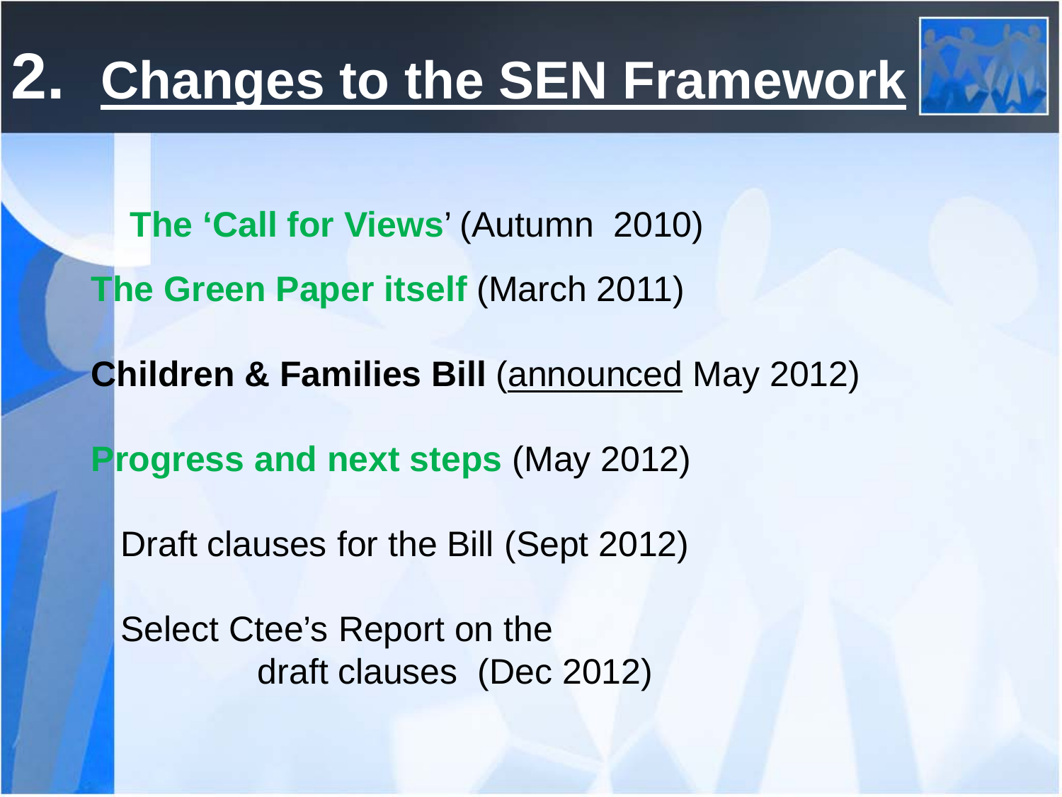# 2. Changes to the SEN Framework

**The 'Call for Views'** (Autumn 2010)

**The Green Paper itself** (March 2011)

**Children & Families Bill** (announced May 2012)

**Progress and next steps** (May 2012)

Draft clauses for the Bill (Sept 2012)

Select Ctee's Report on the draft clauses (Dec 2012)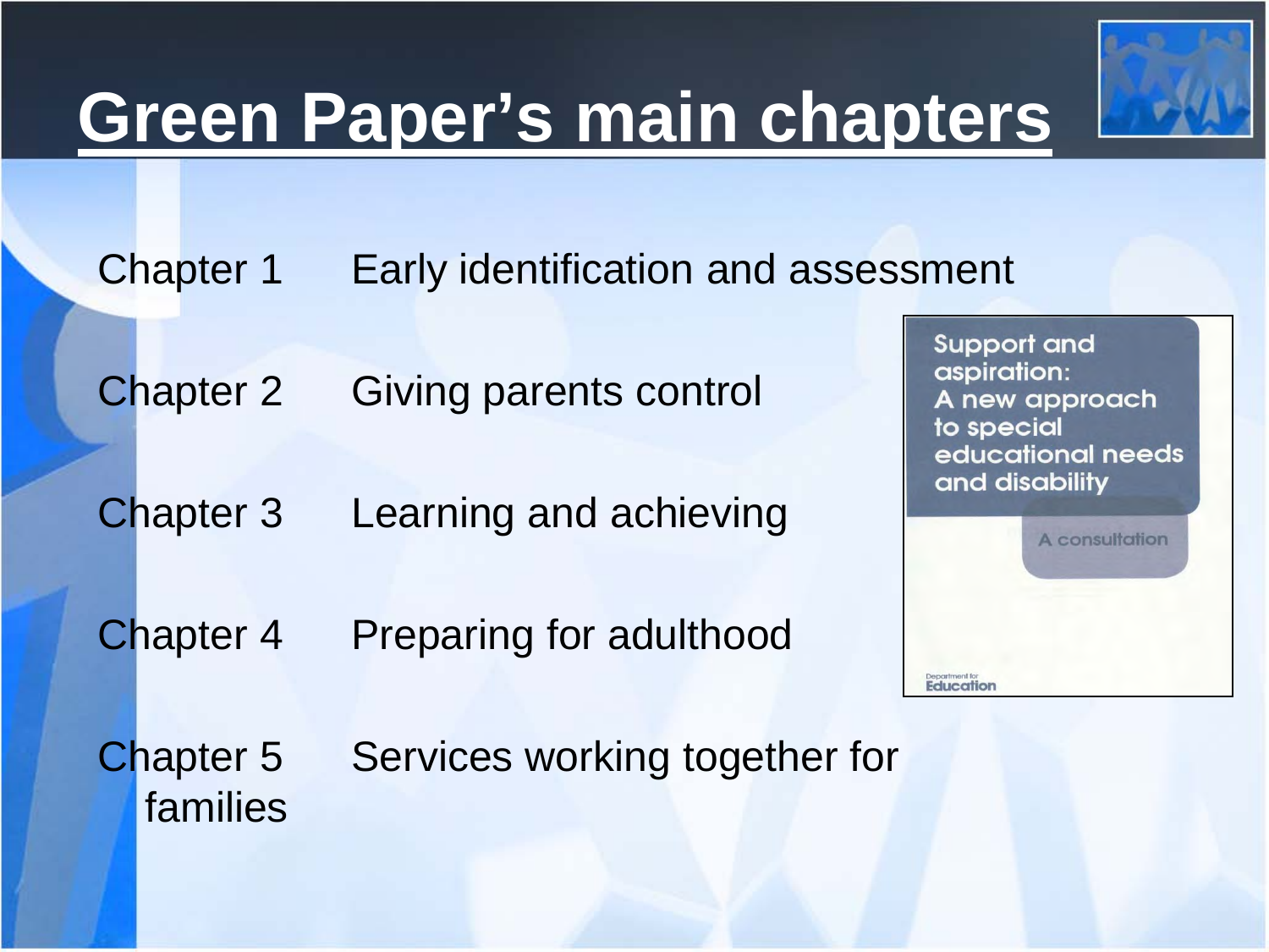# Green Paper's main chapters

| | |
|---|---|
| Chapter 1 | Early identification and assessment |
| Chapter 2 | Giving parents control |
| Chapter 3 | Learning and achieving |
| Chapter 4 | Preparing for adulthood |
| Chapter 5 | Services working together for families |

Support and aspiration: A new approach to special educational needs and disability

A consultation

Department for Education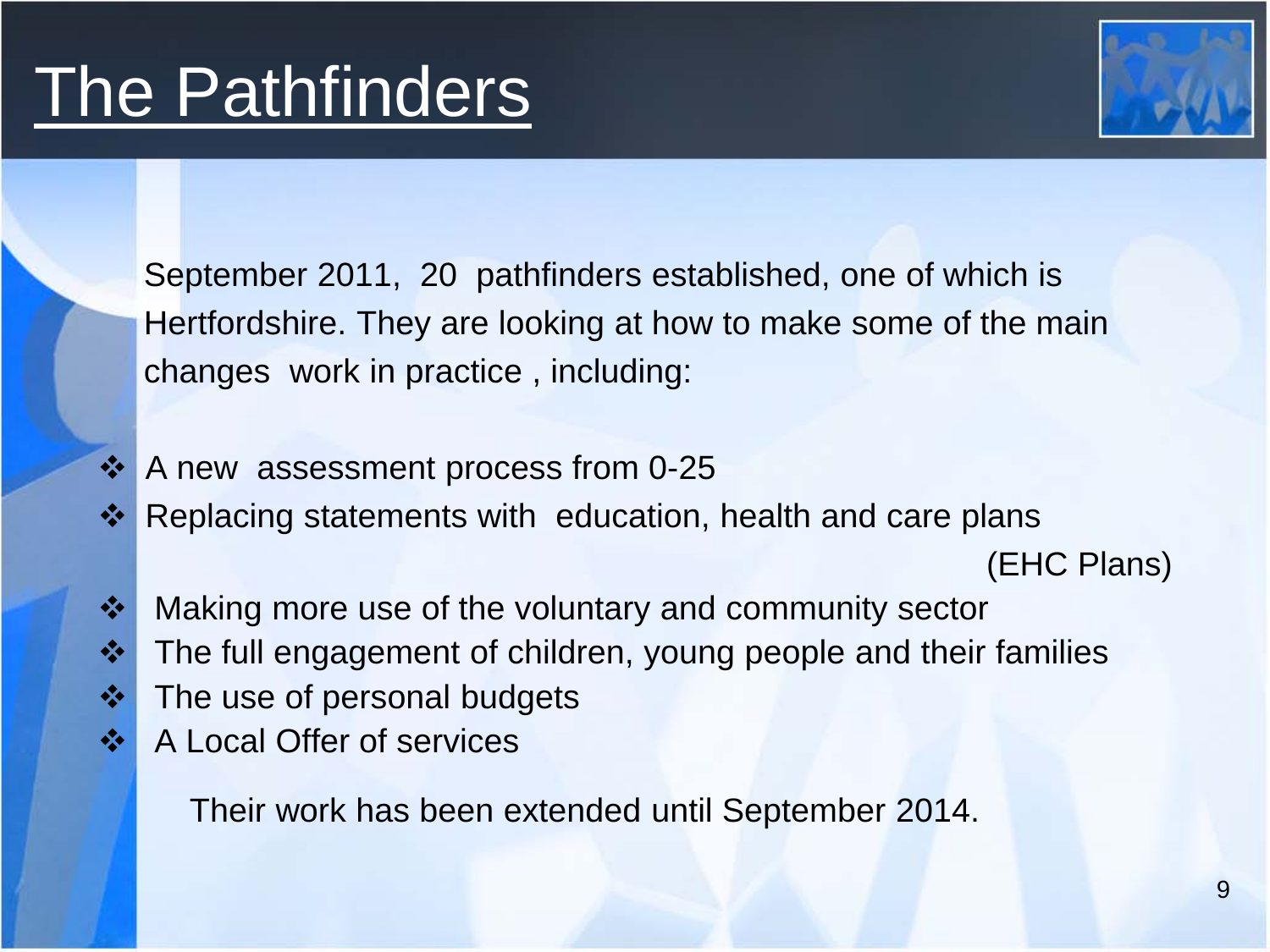# The Pathfinders

September 2011, 20 pathfinders established, one of which is Hertfordshire. They are looking at how to make some of the main changes work in practice , including:

- A new assessment process from 0-25
- Replacing statements with education, health and care plans (EHC Plans)
- Making more use of the voluntary and community sector
- The full engagement of children, young people and their families
- The use of personal budgets
- A Local Offer of services

Their work has been extended until September 2014.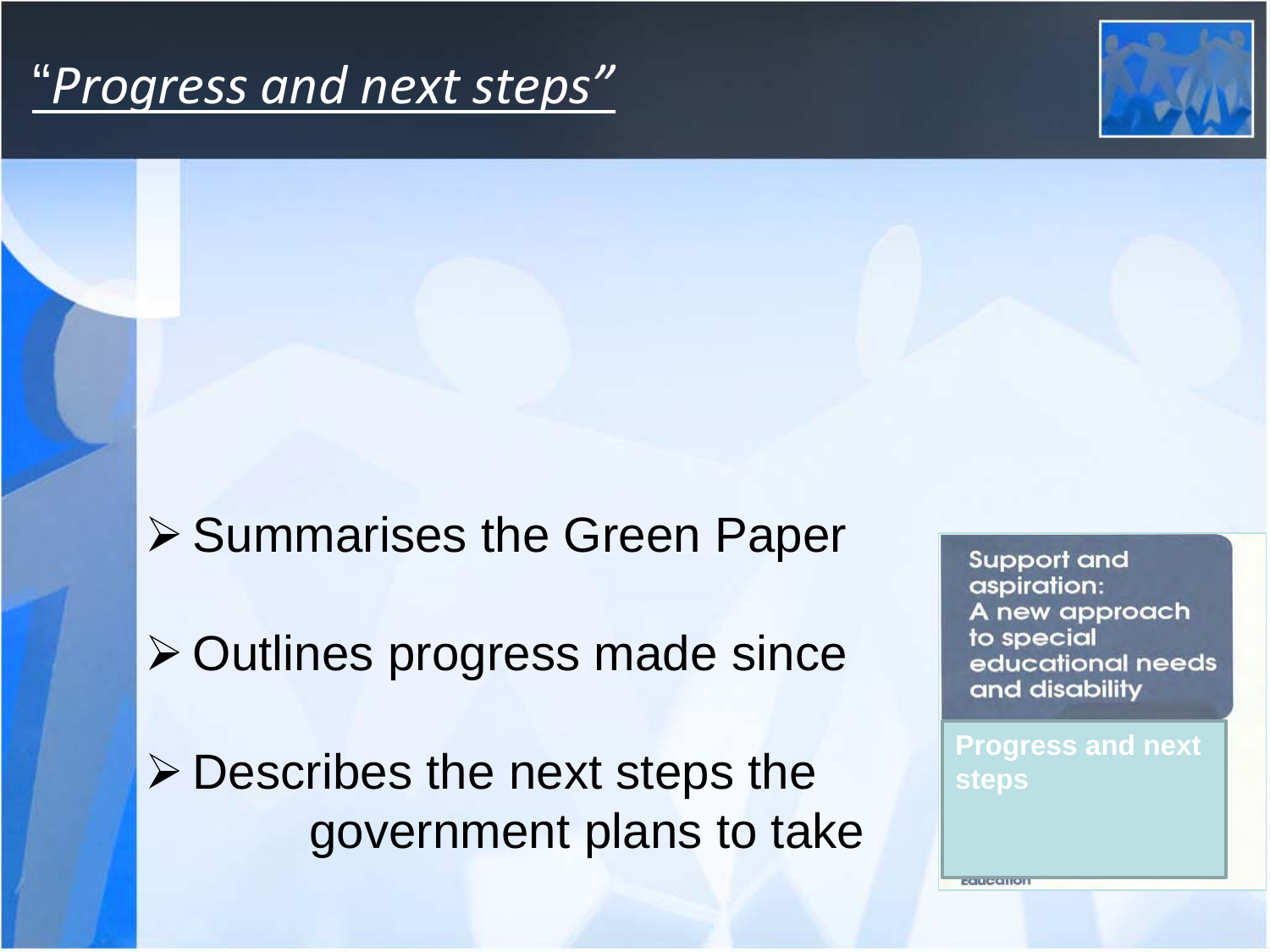# *"Progress and next steps"*

- Summarises the Green Paper
- Outlines progress made since
- Describes the next steps the government plans to take

Support and aspiration: A new approach to special educational needs and disability

Progress and next steps

Education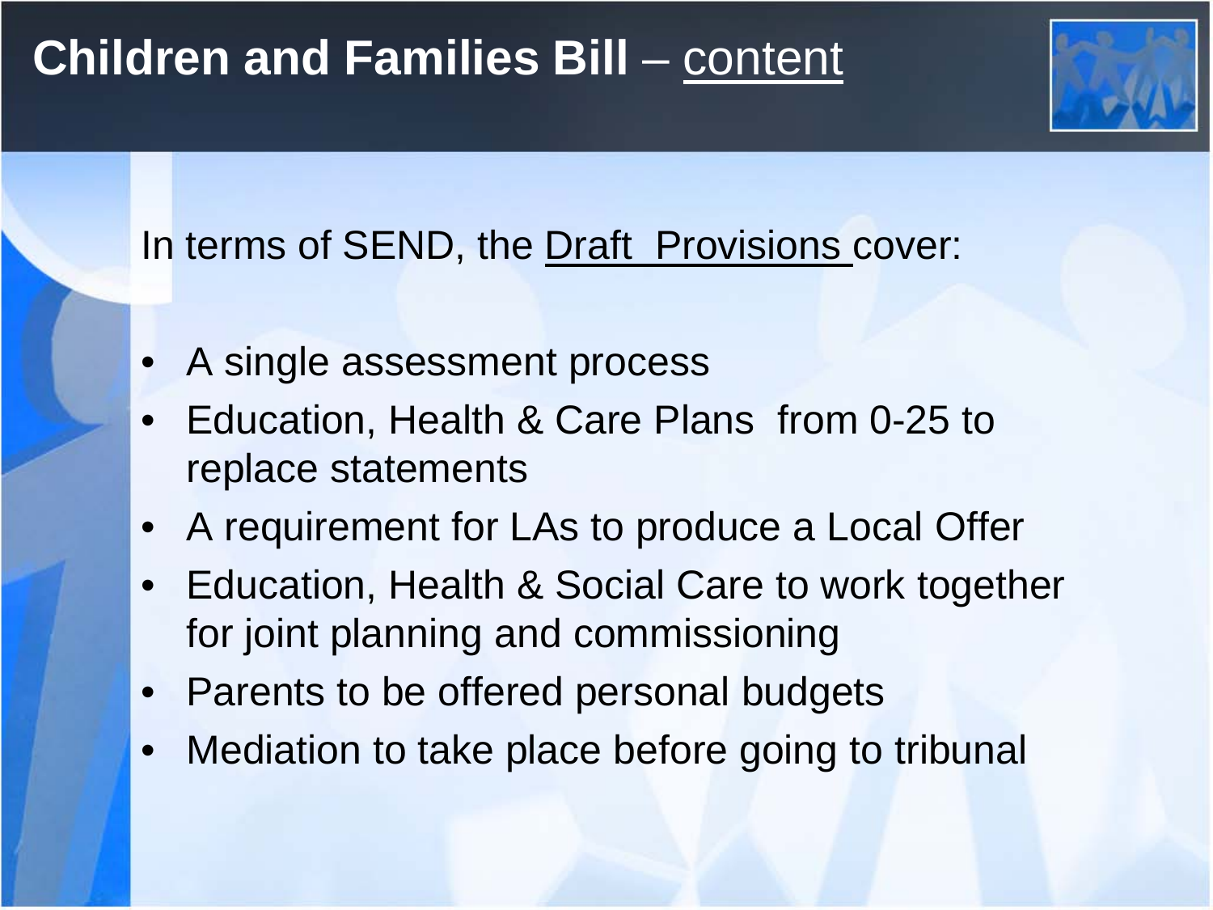# Children and Families Bill – content

In terms of SEND, the Draft Provisions cover:

- A single assessment process
- Education, Health & Care Plans from 0-25 to replace statements
- A requirement for LAs to produce a Local Offer
- Education, Health & Social Care to work together for joint planning and commissioning
- Parents to be offered personal budgets
- Mediation to take place before going to tribunal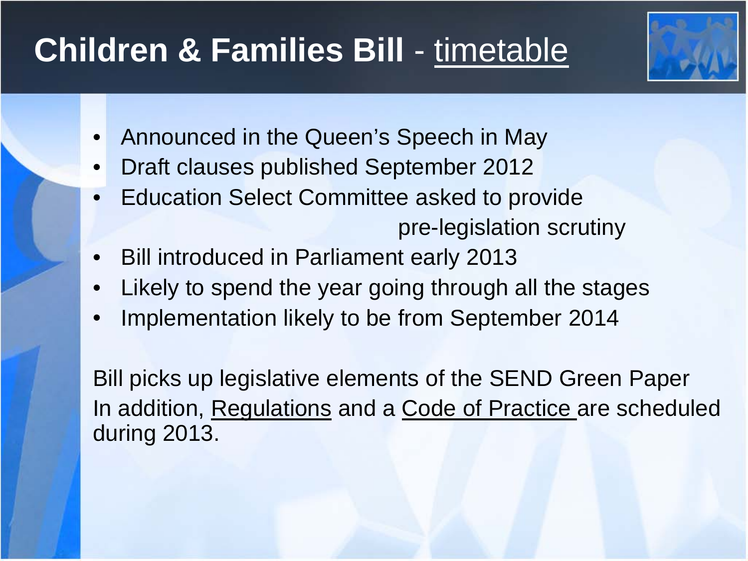# **Children & Families Bill** - timetable

- Announced in the Queen's Speech in May
- Draft clauses published September 2012
- Education Select Committee asked to provide pre-legislation scrutiny
- Bill introduced in Parliament early 2013
- Likely to spend the year going through all the stages
- Implementation likely to be from September 2014

Bill picks up legislative elements of the SEND Green Paper
In addition, Regulations and a Code of Practice are scheduled during 2013.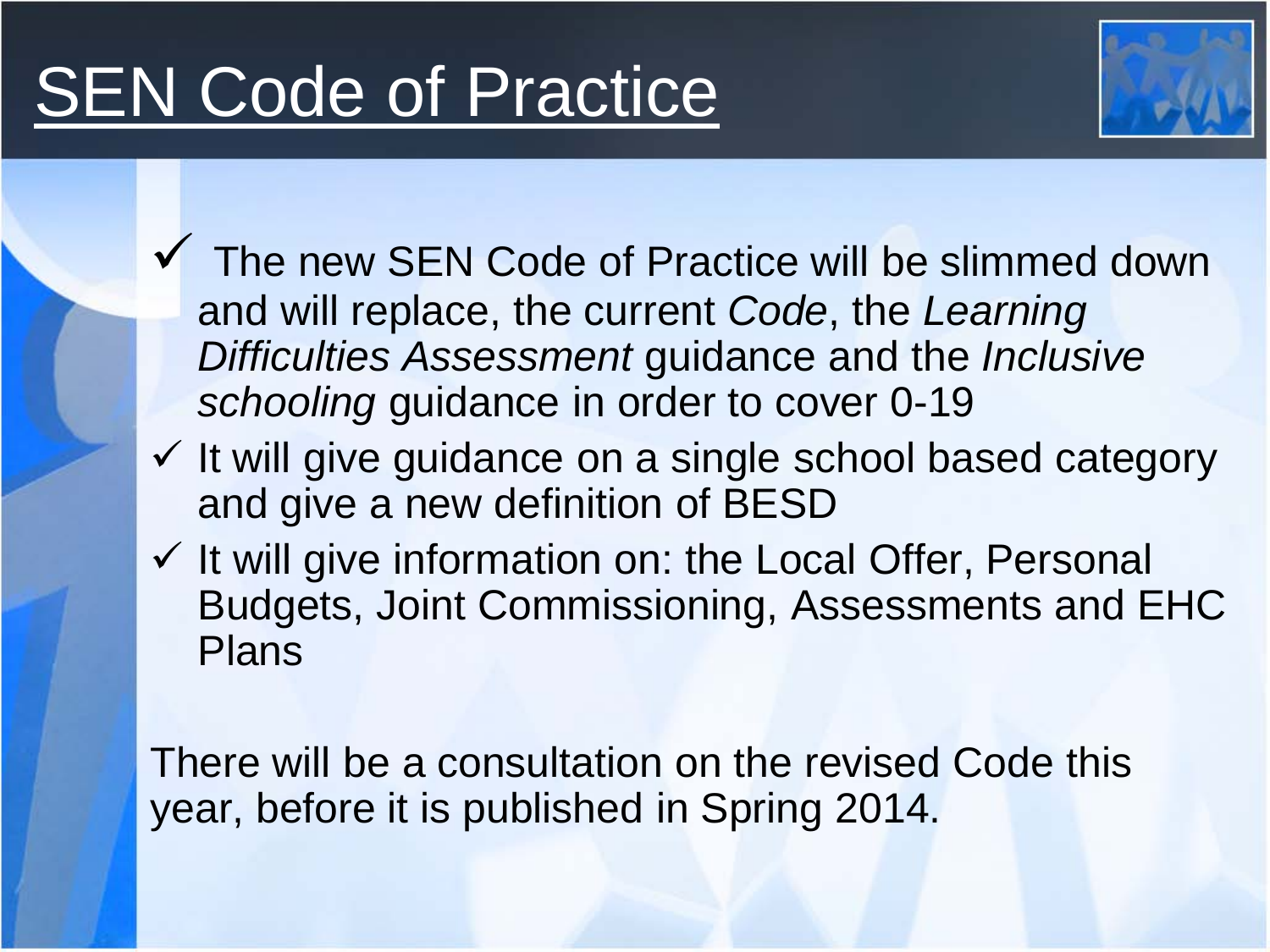# SEN Code of Practice

- ✓ The new SEN Code of Practice will be slimmed down and will replace, the current *Code*, the *Learning Difficulties Assessment* guidance and the *Inclusive schooling* guidance in order to cover 0-19
- ✓ It will give guidance on a single school based category and give a new definition of BESD
- ✓ It will give information on: the Local Offer, Personal Budgets, Joint Commissioning, Assessments and EHC Plans

There will be a consultation on the revised Code this year, before it is published in Spring 2014.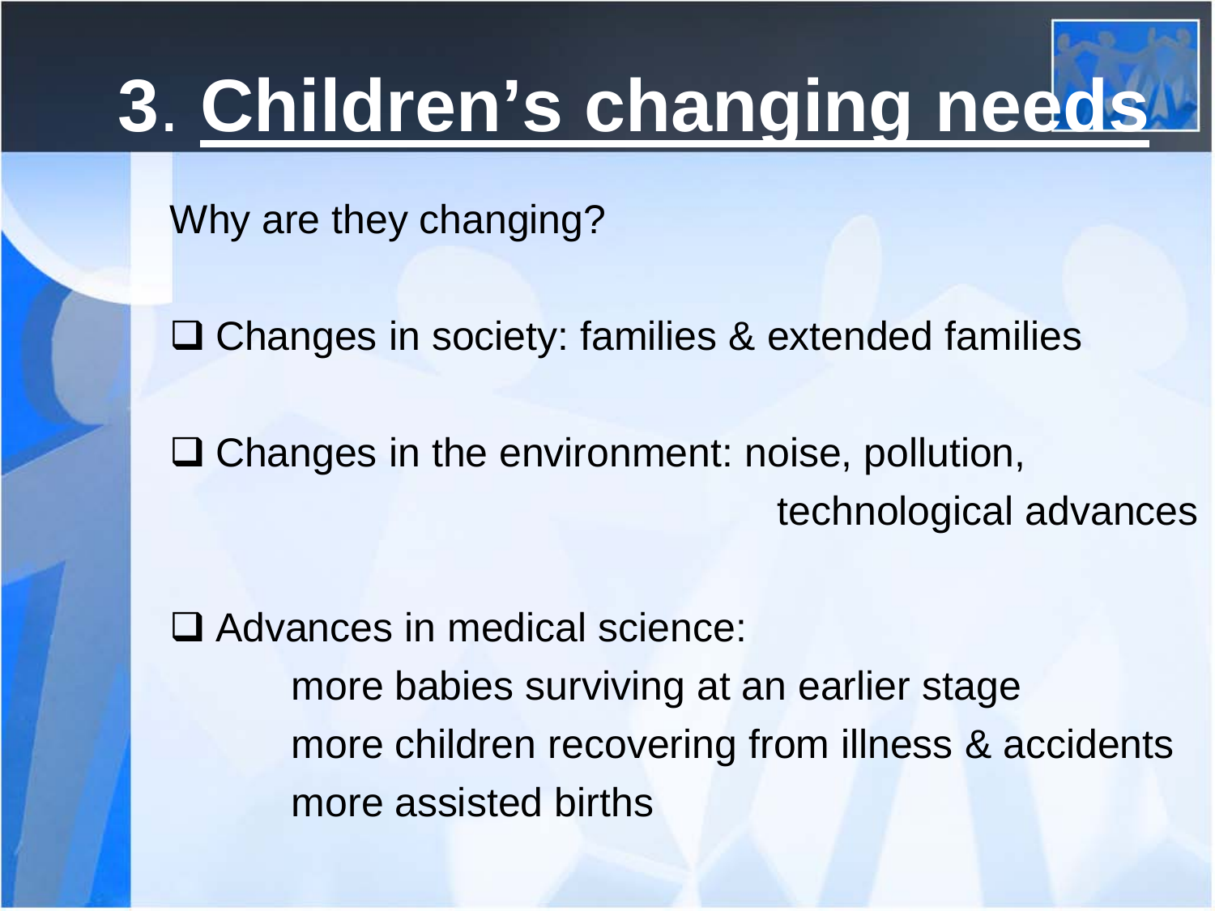# 3. Children's changing needs

Why are they changing?

- Changes in society: families & extended families
- Changes in the environment: noise, pollution, technological advances
- Advances in medical science:
  - more babies surviving at an earlier stage
  - more children recovering from illness & accidents
  - more assisted births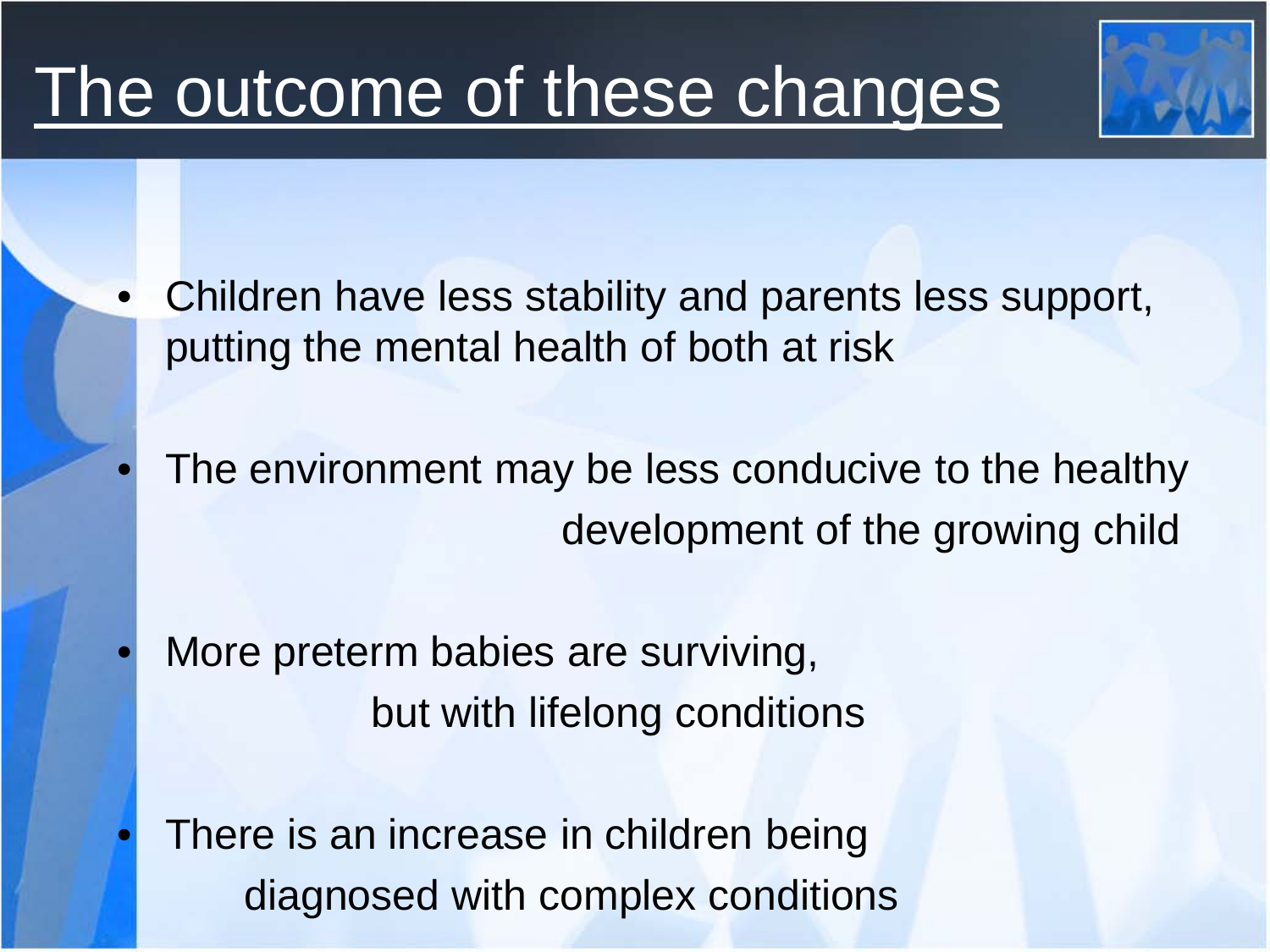# The outcome of these changes

- Children have less stability and parents less support, putting the mental health of both at risk
- The environment may be less conducive to the healthy development of the growing child
- More preterm babies are surviving, but with lifelong conditions
- There is an increase in children being diagnosed with complex conditions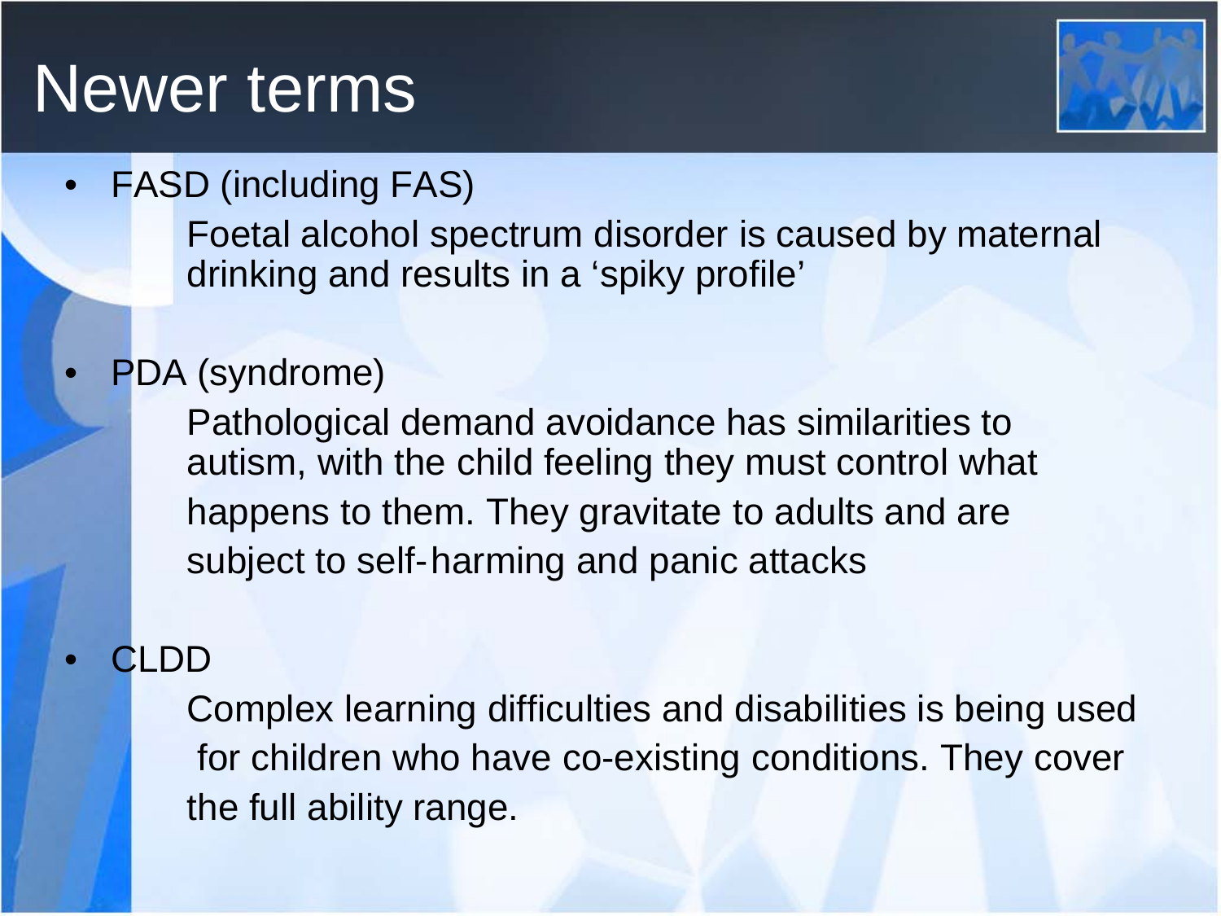# Newer terms

- FASD (including FAS)

  Foetal alcohol spectrum disorder is caused by maternal drinking and results in a 'spiky profile'

- PDA (syndrome)

  Pathological demand avoidance has similarities to autism, with the child feeling they must control what happens to them. They gravitate to adults and are subject to self-harming and panic attacks

- CLDD

  Complex learning difficulties and disabilities is being used for children who have co-existing conditions. They cover the full ability range.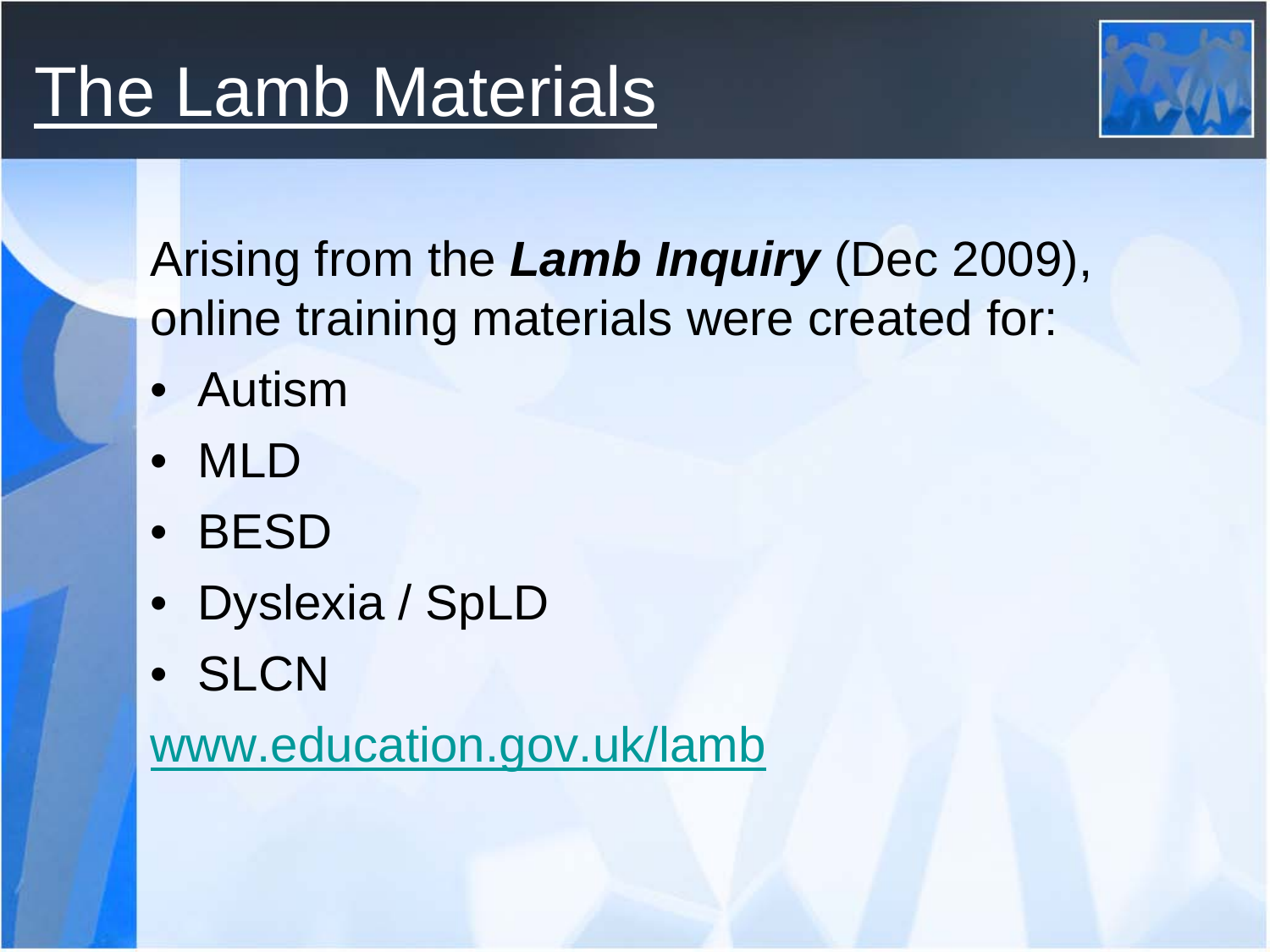# The Lamb Materials

Arising from the ***Lamb Inquiry*** (Dec 2009), online training materials were created for:

- Autism
- MLD
- BESD
- Dyslexia / SpLD
- SLCN

www.education.gov.uk/lamb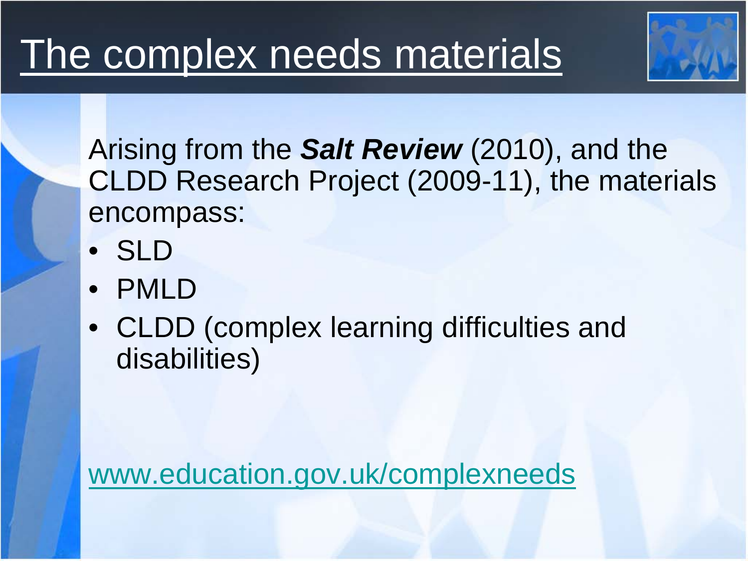# The complex needs materials

Arising from the ***Salt Review*** (2010), and the CLDD Research Project (2009-11), the materials encompass:

- SLD
- PMLD
- CLDD (complex learning difficulties and disabilities)

www.education.gov.uk/complexneeds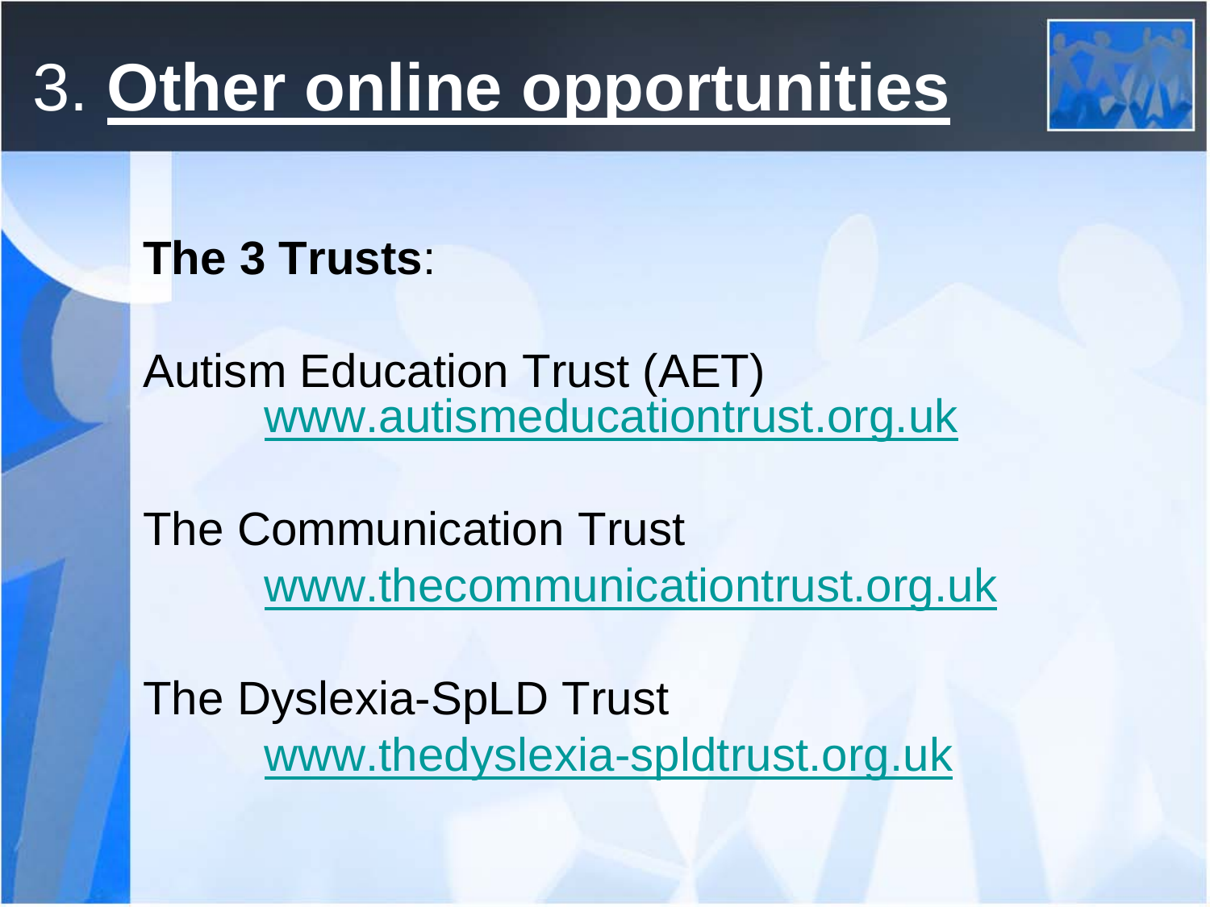# 3. Other online opportunities

**The 3 Trusts**:

Autism Education Trust (AET)
www.autismeducationtrust.org.uk

The Communication Trust
www.thecommunicationtrust.org.uk

The Dyslexia-SpLD Trust
www.thedyslexia-spldtrust.org.uk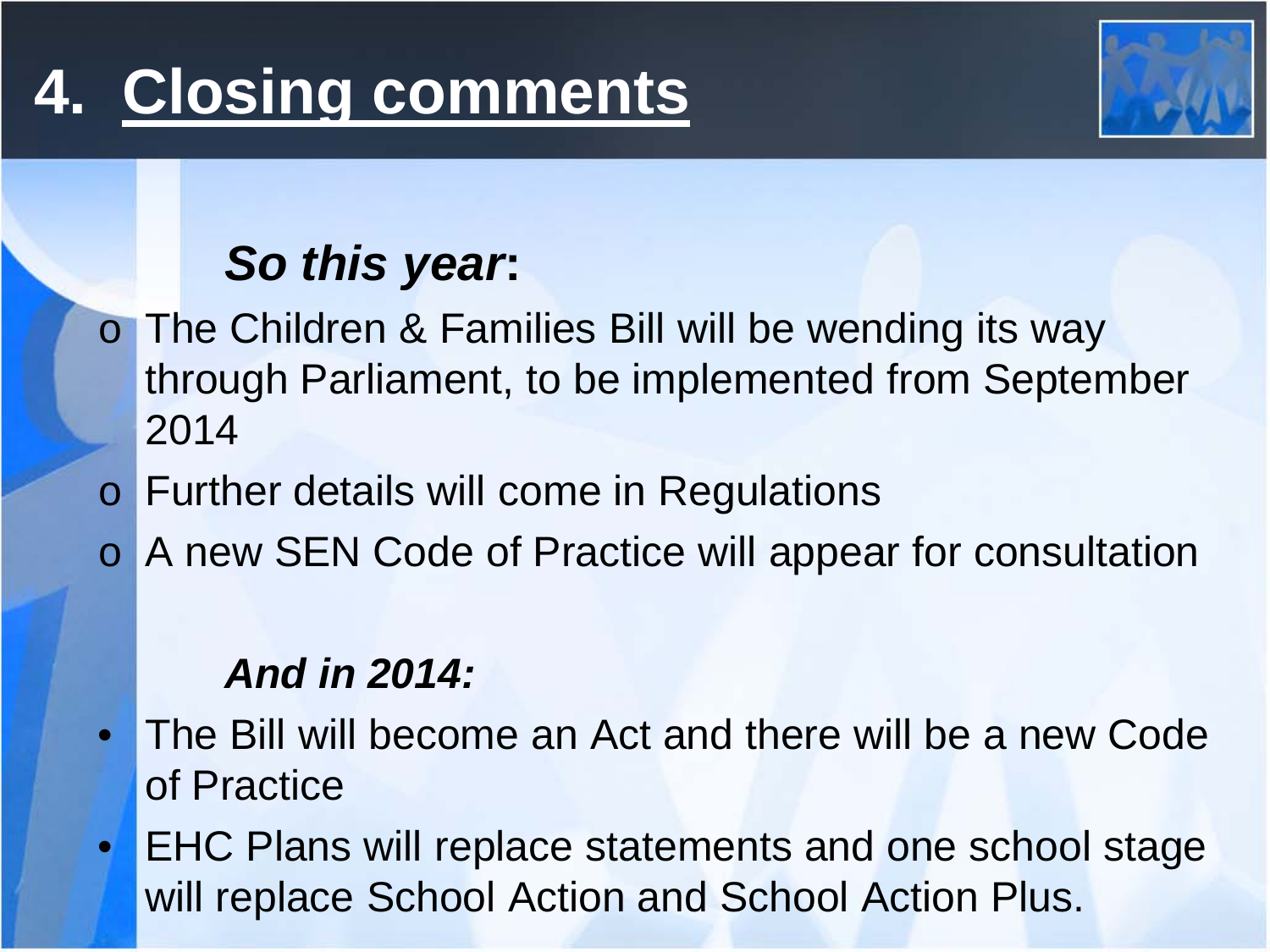# 4. Closing comments

***So this year*:**

- The Children & Families Bill will be wending its way through Parliament, to be implemented from September 2014
- Further details will come in Regulations
- A new SEN Code of Practice will appear for consultation

***And in 2014:***

- The Bill will become an Act and there will be a new Code of Practice
- EHC Plans will replace statements and one school stage will replace School Action and School Action Plus.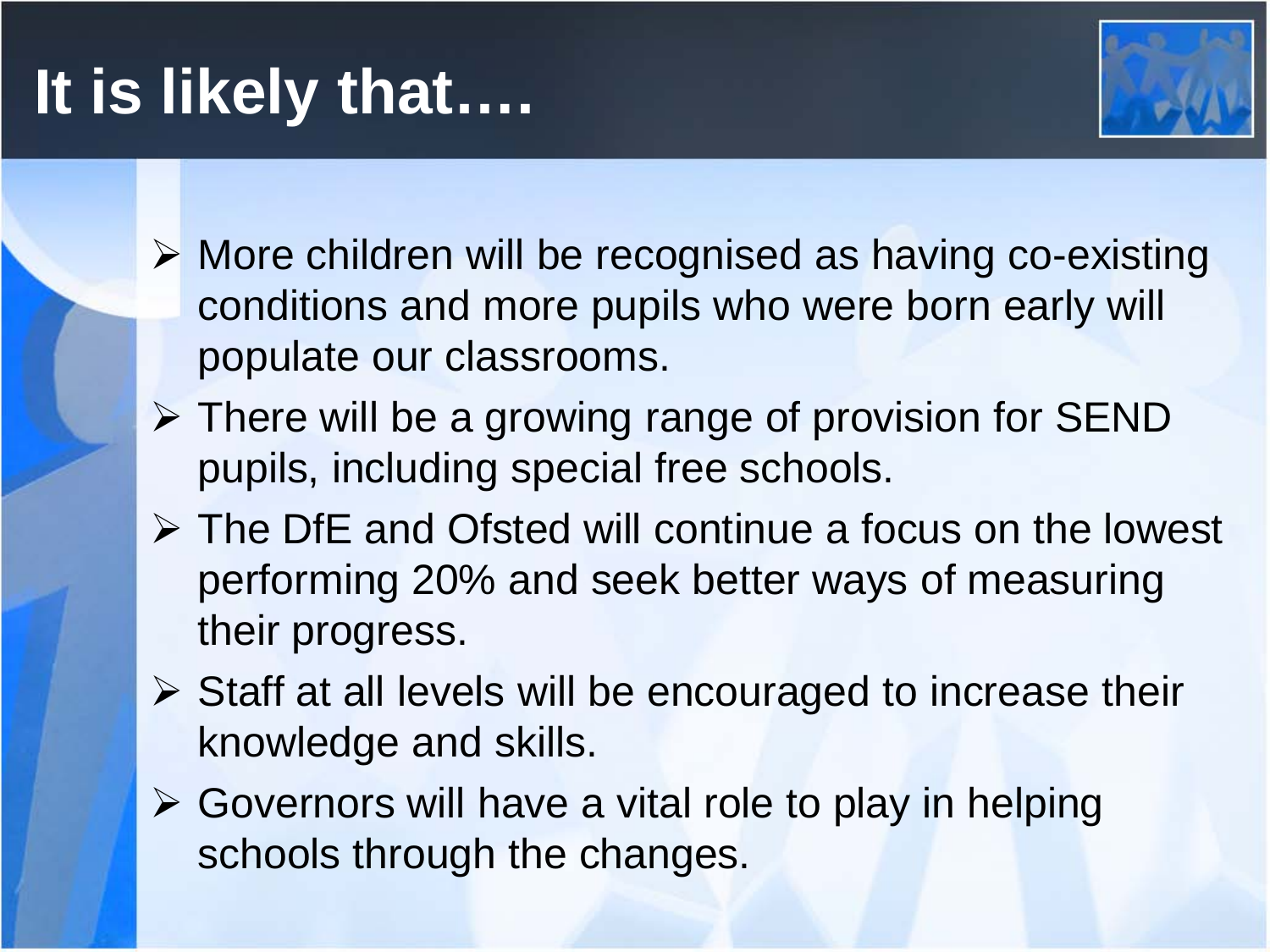# It is likely that….

- More children will be recognised as having co-existing conditions and more pupils who were born early will populate our classrooms.
- There will be a growing range of provision for SEND pupils, including special free schools.
- The DfE and Ofsted will continue a focus on the lowest performing 20% and seek better ways of measuring their progress.
- Staff at all levels will be encouraged to increase their knowledge and skills.
- Governors will have a vital role to play in helping schools through the changes.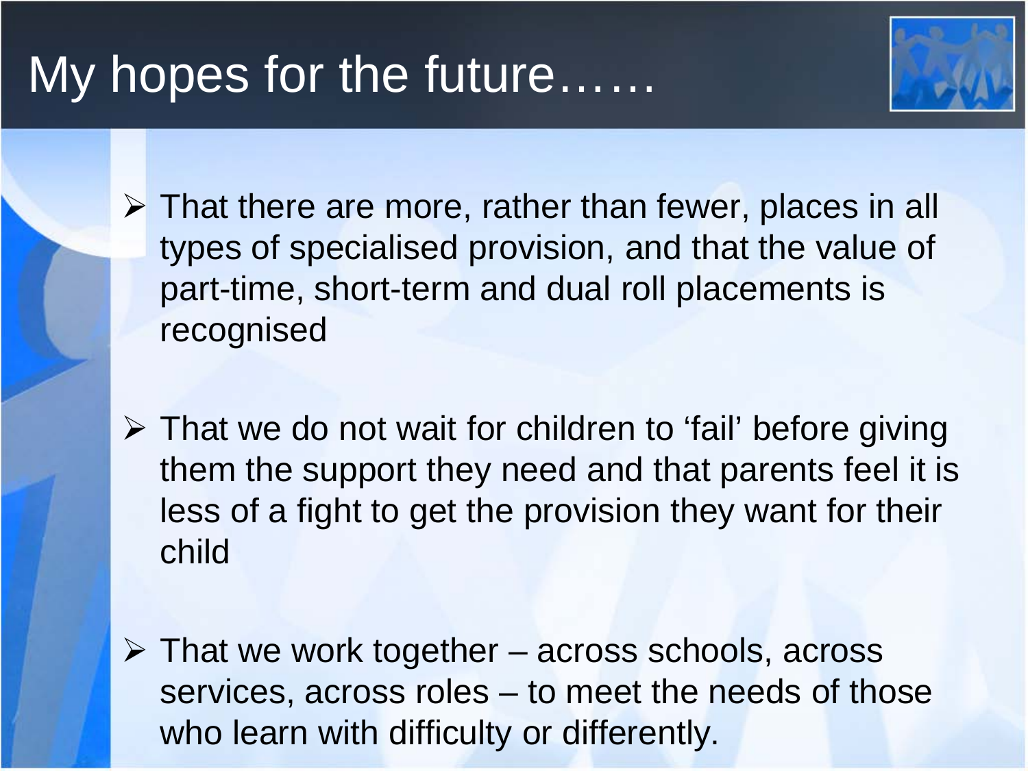# My hopes for the future……

- That there are more, rather than fewer, places in all types of specialised provision, and that the value of part-time, short-term and dual roll placements is recognised

- That we do not wait for children to 'fail' before giving them the support they need and that parents feel it is less of a fight to get the provision they want for their child

- That we work together – across schools, across services, across roles – to meet the needs of those who learn with difficulty or differently.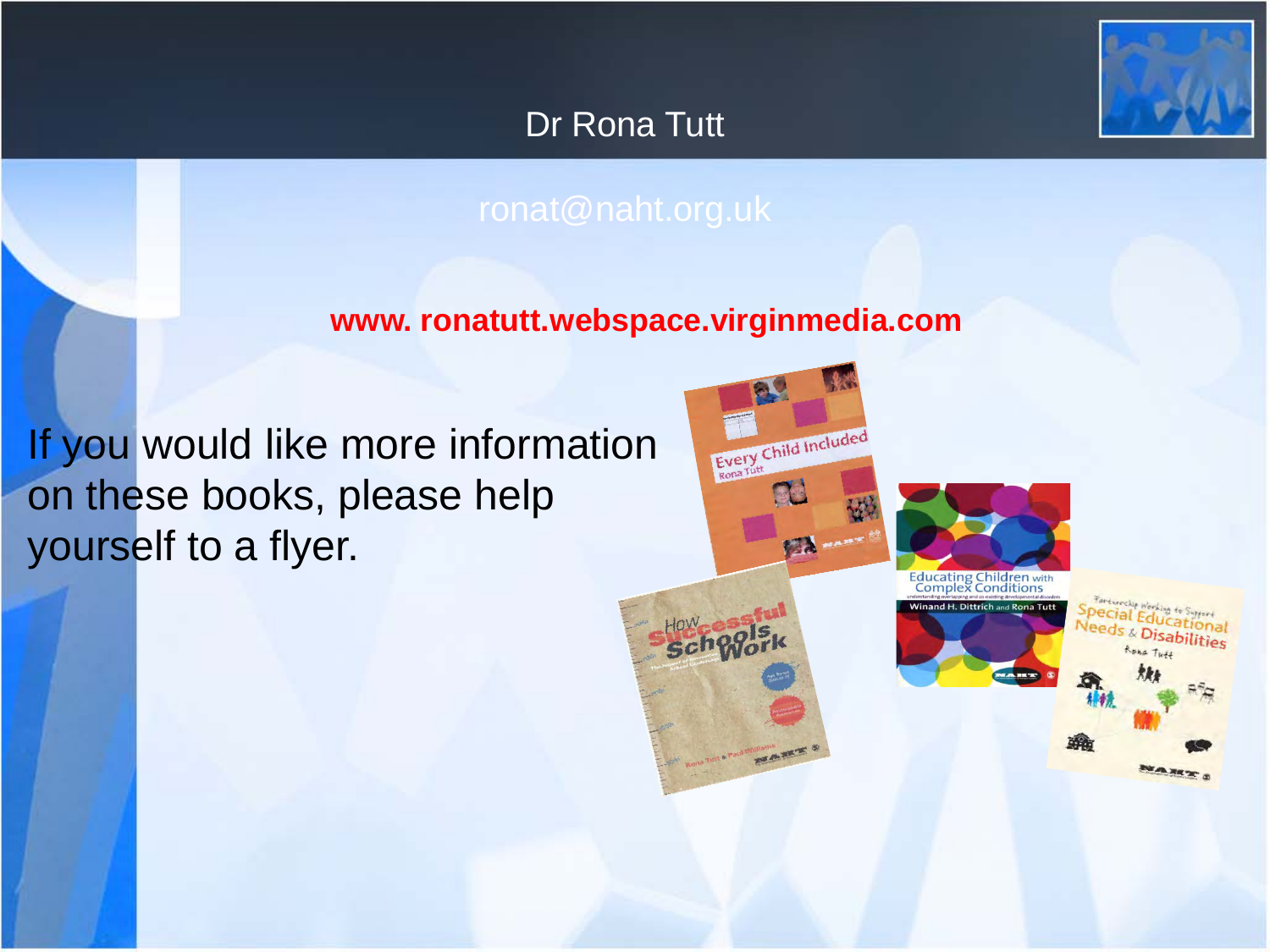# Dr Rona Tutt

ronat@naht.org.uk

**www. ronatutt.webspace.virginmedia.com**

If you would like more information on these books, please help yourself to a flyer.